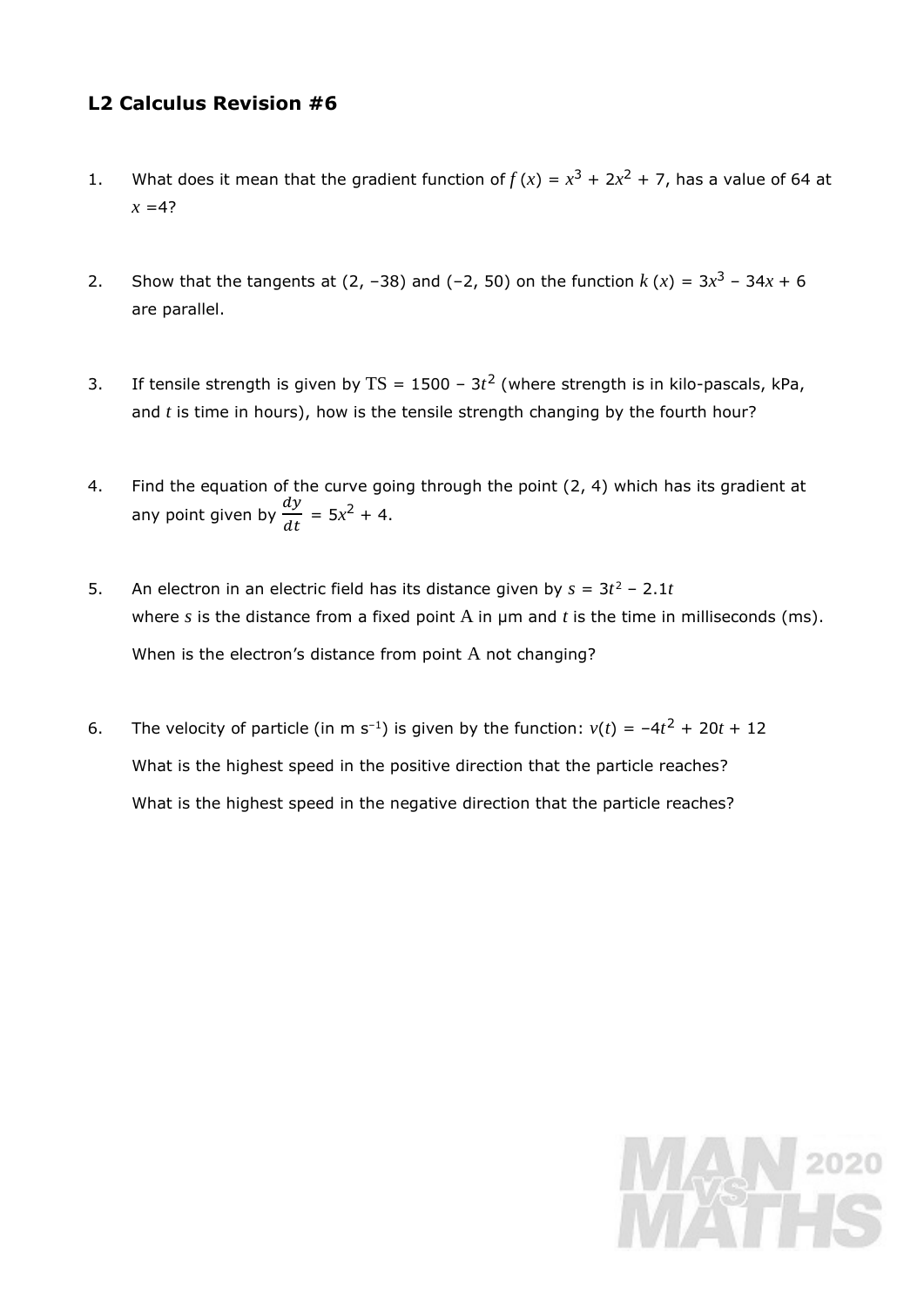## L2 Calculus Revision #6

1. What does it mean that the gradient function of $f(x) = x^3 + 2x^2 + 7$, has a value of 64 at $x = 4$?

2. Show that the tangents at (2, –38) and (–2, 50) on the function $k(x) = 3x^3 - 34x + 6$ are parallel.

3. If tensile strength is given by $\text{TS} = 1500 - 3t^2$ (where strength is in kilo-pascals, kPa, and $t$ is time in hours), how is the tensile strength changing by the fourth hour?

4. Find the equation of the curve going through the point (2, 4) which has its gradient at any point given by $\frac{dy}{dt} = 5x^2 + 4$.

5. An electron in an electric field has its distance given by $s = 3t^2 - 2.1t$ where $s$ is the distance from a fixed point A in μm and $t$ is the time in milliseconds (ms).

   When is the electron's distance from point A not changing?

6. The velocity of particle (in m s$^{-1}$) is given by the function: $v(t) = -4t^2 + 20t + 12$

   What is the highest speed in the positive direction that the particle reaches?

   What is the highest speed in the negative direction that the particle reaches?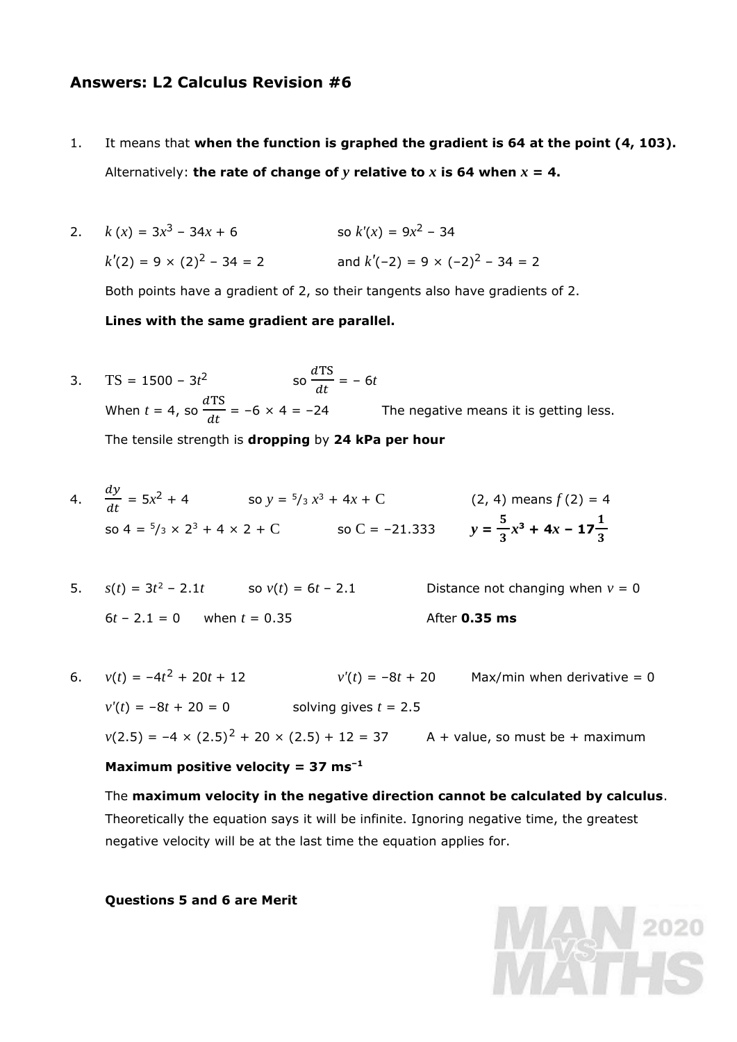## Answers: L2 Calculus Revision #6

1. It means that **when the function is graphed the gradient is 64 at the point (4, 103).**

   Alternatively: **the rate of change of $y$ relative to $x$ is 64 when $x$ = 4.**

2. $k(x) = 3x^3 - 34x + 6$ so $k'(x) = 9x^2 - 34$

   $k'(2) = 9 \times (2)^2 - 34 = 2$ and $k'(-2) = 9 \times (-2)^2 - 34 = 2$

   Both points have a gradient of 2, so their tangents also have gradients of 2.

   **Lines with the same gradient are parallel.**

3. $\text{TS} = 1500 - 3t^2$ so $\dfrac{d\text{TS}}{dt} = -6t$

   When $t = 4$, so $\dfrac{d\text{TS}}{dt} = -6 \times 4 = -24$ The negative means it is getting less.

   The tensile strength is **dropping** by **24 kPa per hour**

4. $\dfrac{dy}{dt} = 5x^2 + 4$ so $y = {}^5/_3\, x^3 + 4x + \text{C}$ (2, 4) means $f(2) = 4$

   so $4 = {}^5/_3 \times 2^3 + 4 \times 2 + \text{C}$ so $\text{C} = -21.333$ $\boldsymbol{y = \dfrac{5}{3}x^3 + 4x - 17\dfrac{1}{3}}$

5. $s(t) = 3t^2 - 2.1t$ so $v(t) = 6t - 2.1$ Distance not changing when $v = 0$

   $6t - 2.1 = 0$ when $t = 0.35$ After **0.35 ms**

6. $v(t) = -4t^2 + 20t + 12$ $v'(t) = -8t + 20$ Max/min when derivative = 0

   $v'(t) = -8t + 20 = 0$ solving gives $t = 2.5$

   $v(2.5) = -4 \times (2.5)^2 + 20 \times (2.5) + 12 = 37$ A + value, so must be + maximum

   **Maximum positive velocity = 37 ms$^{-1}$**

   The **maximum velocity in the negative direction cannot be calculated by calculus**. Theoretically the equation says it will be infinite. Ignoring negative time, the greatest negative velocity will be at the last time the equation applies for.

**Questions 5 and 6 are Merit**